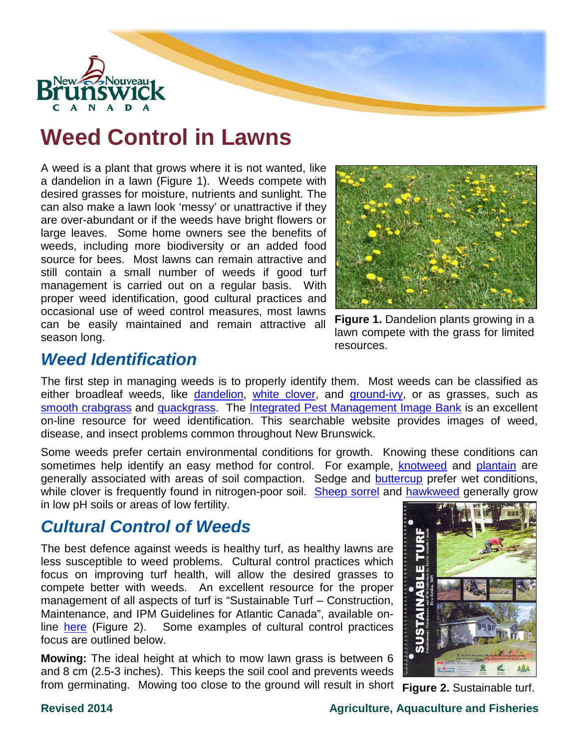# Weed Control in Lawns

A weed is a plant that grows where it is not wanted, like a dandelion in a lawn (Figure 1). Weeds compete with desired grasses for moisture, nutrients and sunlight. The can also make a lawn look 'messy' or unattractive if they are over-abundant or if the weeds have bright flowers or large leaves. Some home owners see the benefits of weeds, including more biodiversity or an added food source for bees. Most lawns can remain attractive and still contain a small number of weeds if good turf management is carried out on a regular basis. With proper weed identification, good cultural practices and occasional use of weed control measures, most lawns can be easily maintained and remain attractive all season long.

**Figure 1.** Dandelion plants growing in a lawn compete with the grass for limited resources.

## *Weed Identification*

The first step in managing weeds is to properly identify them. Most weeds can be classified as either broadleaf weeds, like dandelion, white clover, and ground-ivy, or as grasses, such as smooth crabgrass and quackgrass. The Integrated Pest Management Image Bank is an excellent on-line resource for weed identification. This searchable website provides images of weed, disease, and insect problems common throughout New Brunswick.

Some weeds prefer certain environmental conditions for growth. Knowing these conditions can sometimes help identify an easy method for control. For example, knotweed and plantain are generally associated with areas of soil compaction. Sedge and buttercup prefer wet conditions, while clover is frequently found in nitrogen-poor soil. Sheep sorrel and hawkweed generally grow in low pH soils or areas of low fertility.

## *Cultural Control of Weeds*

The best defence against weeds is healthy turf, as healthy lawns are less susceptible to weed problems. Cultural control practices which focus on improving turf health, will allow the desired grasses to compete better with weeds. An excellent resource for the proper management of all aspects of turf is "Sustainable Turf – Construction, Maintenance, and IPM Guidelines for Atlantic Canada", available on-line here (Figure 2). Some examples of cultural control practices focus are outlined below.

**Figure 2.** Sustainable turf.

**Mowing:** The ideal height at which to mow lawn grass is between 6 and 8 cm (2.5-3 inches). This keeps the soil cool and prevents weeds from germinating. Mowing too close to the ground will result in short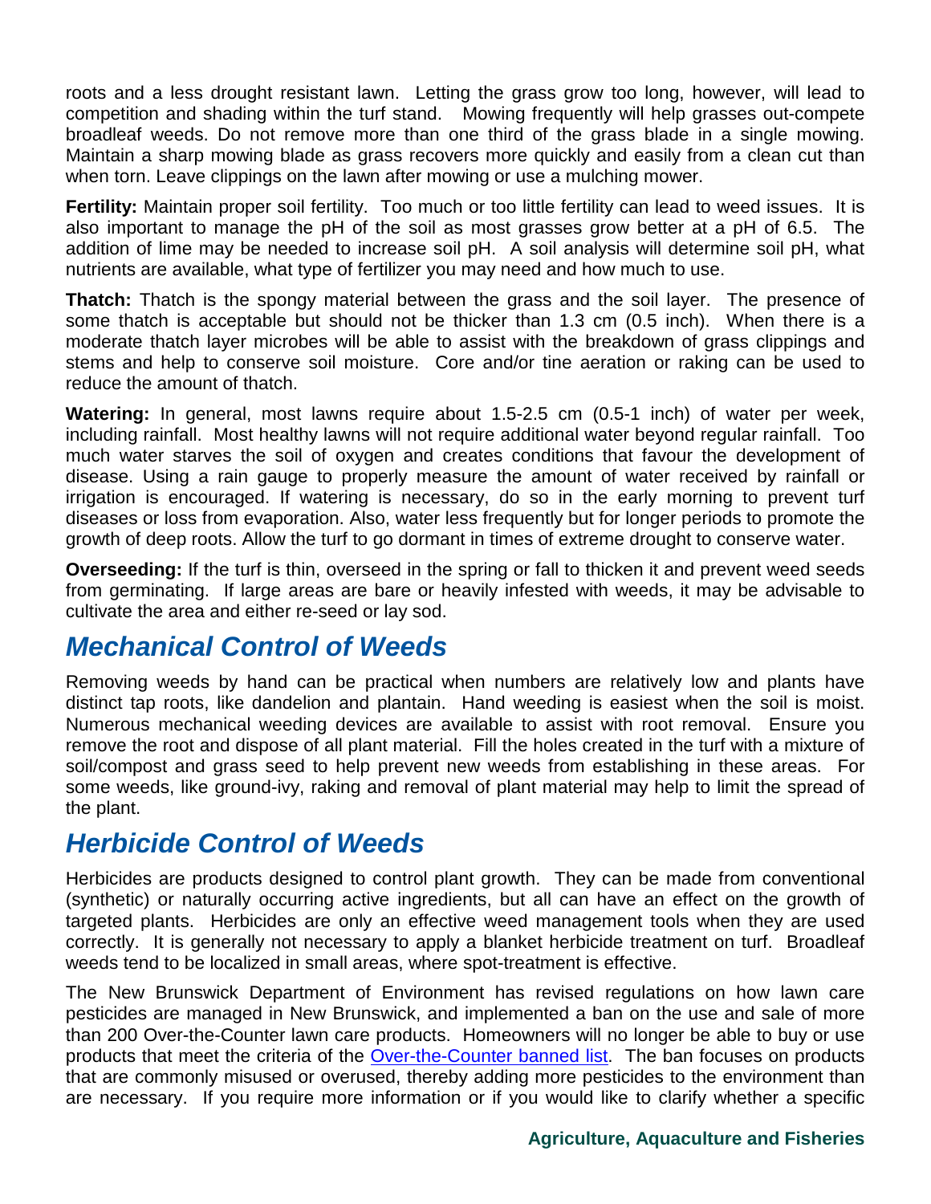roots and a less drought resistant lawn. Letting the grass grow too long, however, will lead to competition and shading within the turf stand. Mowing frequently will help grasses out-compete broadleaf weeds. Do not remove more than one third of the grass blade in a single mowing. Maintain a sharp mowing blade as grass recovers more quickly and easily from a clean cut than when torn. Leave clippings on the lawn after mowing or use a mulching mower.

**Fertility:** Maintain proper soil fertility. Too much or too little fertility can lead to weed issues. It is also important to manage the pH of the soil as most grasses grow better at a pH of 6.5. The addition of lime may be needed to increase soil pH. A soil analysis will determine soil pH, what nutrients are available, what type of fertilizer you may need and how much to use.

**Thatch:** Thatch is the spongy material between the grass and the soil layer. The presence of some thatch is acceptable but should not be thicker than 1.3 cm (0.5 inch). When there is a moderate thatch layer microbes will be able to assist with the breakdown of grass clippings and stems and help to conserve soil moisture. Core and/or tine aeration or raking can be used to reduce the amount of thatch.

**Watering:** In general, most lawns require about 1.5-2.5 cm (0.5-1 inch) of water per week, including rainfall. Most healthy lawns will not require additional water beyond regular rainfall. Too much water starves the soil of oxygen and creates conditions that favour the development of disease. Using a rain gauge to properly measure the amount of water received by rainfall or irrigation is encouraged. If watering is necessary, do so in the early morning to prevent turf diseases or loss from evaporation. Also, water less frequently but for longer periods to promote the growth of deep roots. Allow the turf to go dormant in times of extreme drought to conserve water.

**Overseeding:** If the turf is thin, overseed in the spring or fall to thicken it and prevent weed seeds from germinating. If large areas are bare or heavily infested with weeds, it may be advisable to cultivate the area and either re-seed or lay sod.

## *Mechanical Control of Weeds*

Removing weeds by hand can be practical when numbers are relatively low and plants have distinct tap roots, like dandelion and plantain. Hand weeding is easiest when the soil is moist. Numerous mechanical weeding devices are available to assist with root removal. Ensure you remove the root and dispose of all plant material. Fill the holes created in the turf with a mixture of soil/compost and grass seed to help prevent new weeds from establishing in these areas. For some weeds, like ground-ivy, raking and removal of plant material may help to limit the spread of the plant.

## *Herbicide Control of Weeds*

Herbicides are products designed to control plant growth. They can be made from conventional (synthetic) or naturally occurring active ingredients, but all can have an effect on the growth of targeted plants. Herbicides are only an effective weed management tools when they are used correctly. It is generally not necessary to apply a blanket herbicide treatment on turf. Broadleaf weeds tend to be localized in small areas, where spot-treatment is effective.

The New Brunswick Department of Environment has revised regulations on how lawn care pesticides are managed in New Brunswick, and implemented a ban on the use and sale of more than 200 Over-the-Counter lawn care products. Homeowners will no longer be able to buy or use products that meet the criteria of the Over-the-Counter banned list. The ban focuses on products that are commonly misused or overused, thereby adding more pesticides to the environment than are necessary. If you require more information or if you would like to clarify whether a specific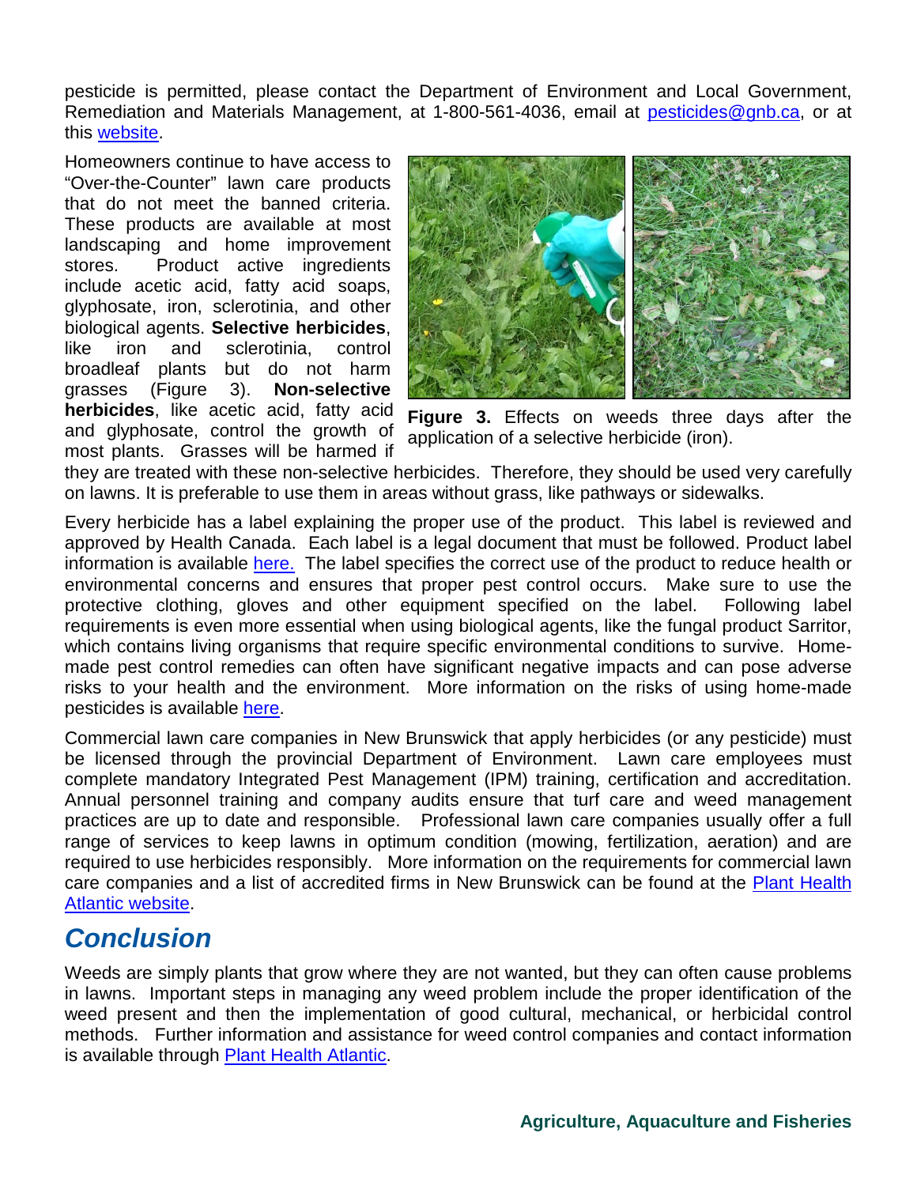pesticide is permitted, please contact the Department of Environment and Local Government, Remediation and Materials Management, at 1-800-561-4036, email at pesticides@gnb.ca, or at this website.

Homeowners continue to have access to "Over-the-Counter" lawn care products that do not meet the banned criteria. These products are available at most landscaping and home improvement stores. Product active ingredients include acetic acid, fatty acid soaps, glyphosate, iron, sclerotinia, and other biological agents. **Selective herbicides**, like iron and sclerotinia, control broadleaf plants but do not harm grasses (Figure 3). **Non-selective herbicides**, like acetic acid, fatty acid and glyphosate, control the growth of most plants. Grasses will be harmed if they are treated with these non-selective herbicides. Therefore, they should be used very carefully on lawns. It is preferable to use them in areas without grass, like pathways or sidewalks.

**Figure 3.** Effects on weeds three days after the application of a selective herbicide (iron).

Every herbicide has a label explaining the proper use of the product. This label is reviewed and approved by Health Canada. Each label is a legal document that must be followed. Product label information is available here. The label specifies the correct use of the product to reduce health or environmental concerns and ensures that proper pest control occurs. Make sure to use the protective clothing, gloves and other equipment specified on the label. Following label requirements is even more essential when using biological agents, like the fungal product Sarritor, which contains living organisms that require specific environmental conditions to survive. Home-made pest control remedies can often have significant negative impacts and can pose adverse risks to your health and the environment. More information on the risks of using home-made pesticides is available here.

Commercial lawn care companies in New Brunswick that apply herbicides (or any pesticide) must be licensed through the provincial Department of Environment. Lawn care employees must complete mandatory Integrated Pest Management (IPM) training, certification and accreditation. Annual personnel training and company audits ensure that turf care and weed management practices are up to date and responsible. Professional lawn care companies usually offer a full range of services to keep lawns in optimum condition (mowing, fertilization, aeration) and are required to use herbicides responsibly. More information on the requirements for commercial lawn care companies and a list of accredited firms in New Brunswick can be found at the Plant Health Atlantic website.

## *Conclusion*

Weeds are simply plants that grow where they are not wanted, but they can often cause problems in lawns. Important steps in managing any weed problem include the proper identification of the weed present and then the implementation of good cultural, mechanical, or herbicidal control methods. Further information and assistance for weed control companies and contact information is available through Plant Health Atlantic.

**Agriculture, Aquaculture and Fisheries**